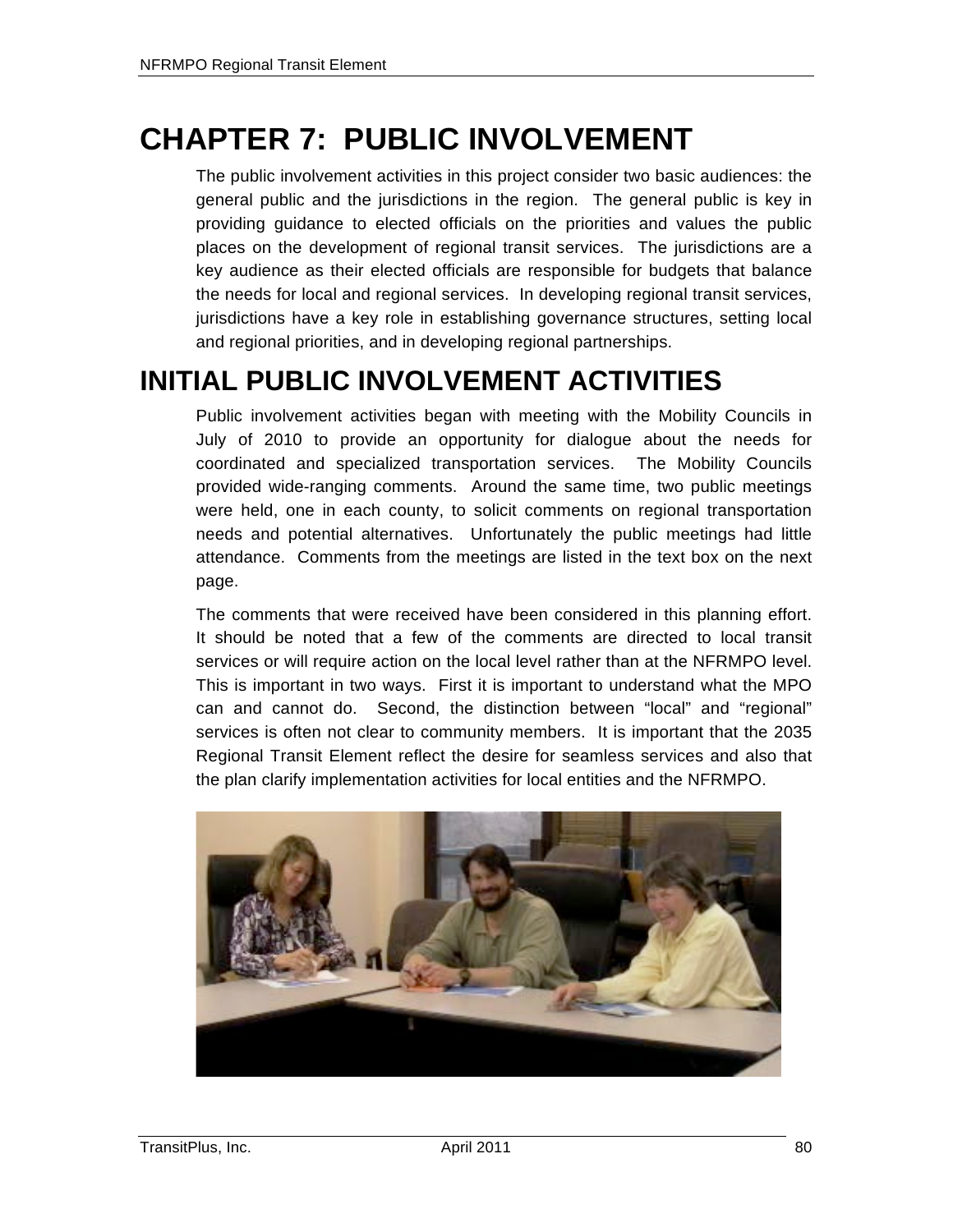# CHAPTER 7: PUBLIC INVOLVEMENT

The public involvement activities in this project consider two basic audiences: the general public and the jurisdictions in the region. The general public is key in providing guidance to elected officials on the priorities and values the public places on the development of regional transit services. The jurisdictions are a key audience as their elected officials are responsible for budgets that balance the needs for local and regional services. In developing regional transit services, jurisdictions have a key role in establishing governance structures, setting local and regional priorities, and in developing regional partnerships.

# INITIAL PUBLIC INVOLVEMENT ACTIVITIES

Public involvement activities began with meeting with the Mobility Councils in July of 2010 to provide an opportunity for dialogue about the needs for coordinated and specialized transportation services. The Mobility Councils provided wide-ranging comments. Around the same time, two public meetings were held, one in each county, to solicit comments on regional transportation needs and potential alternatives. Unfortunately the public meetings had little attendance. Comments from the meetings are listed in the text box on the next page.

The comments that were received have been considered in this planning effort. It should be noted that a few of the comments are directed to local transit services or will require action on the local level rather than at the NFRMPO level. This is important in two ways. First it is important to understand what the MPO can and cannot do. Second, the distinction between "local" and "regional" services is often not clear to community members. It is important that the 2035 Regional Transit Element reflect the desire for seamless services and also that the plan clarify implementation activities for local entities and the NFRMPO.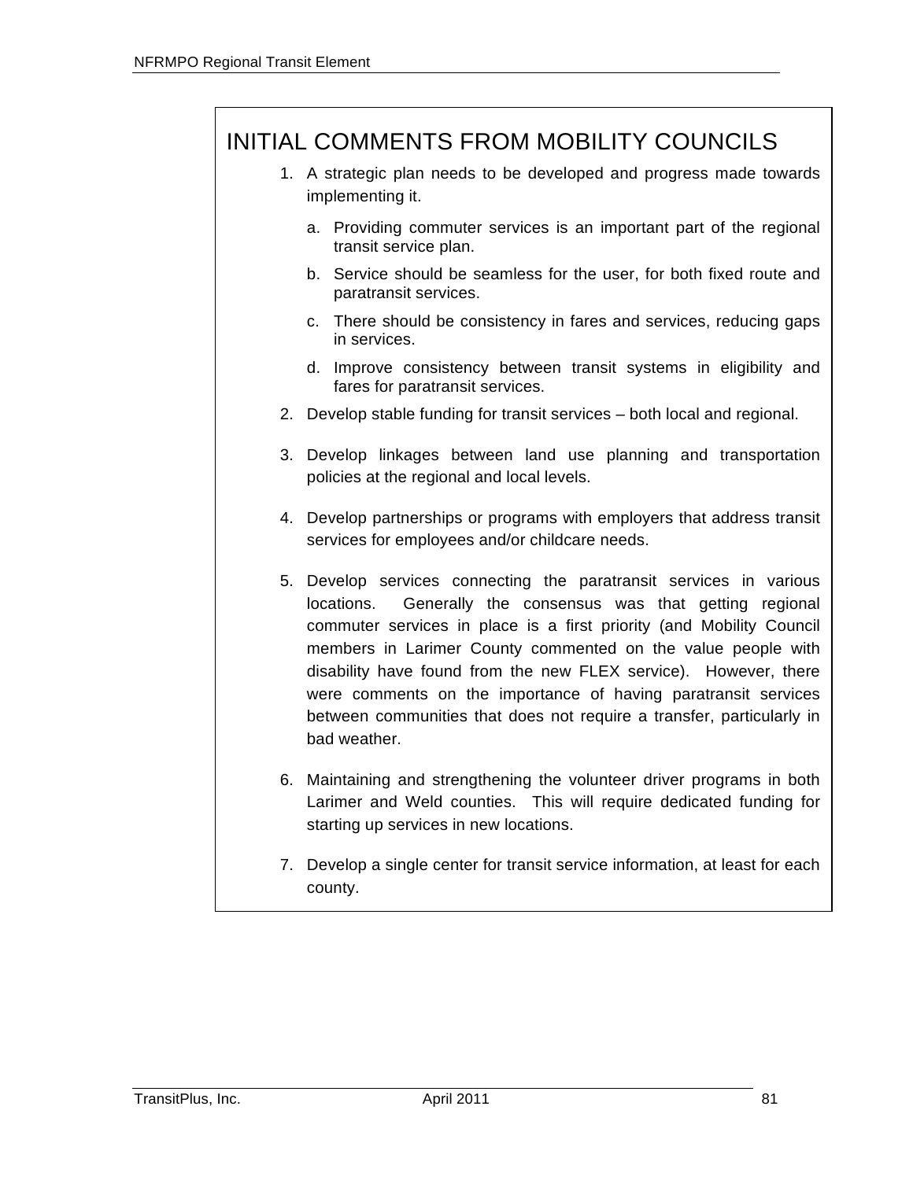## INITIAL COMMENTS FROM MOBILITY COUNCILS

1. A strategic plan needs to be developed and progress made towards implementing it.
   a. Providing commuter services is an important part of the regional transit service plan.
   b. Service should be seamless for the user, for both fixed route and paratransit services.
   c. There should be consistency in fares and services, reducing gaps in services.
   d. Improve consistency between transit systems in eligibility and fares for paratransit services.
2. Develop stable funding for transit services – both local and regional.
3. Develop linkages between land use planning and transportation policies at the regional and local levels.
4. Develop partnerships or programs with employers that address transit services for employees and/or childcare needs.
5. Develop services connecting the paratransit services in various locations. Generally the consensus was that getting regional commuter services in place is a first priority (and Mobility Council members in Larimer County commented on the value people with disability have found from the new FLEX service). However, there were comments on the importance of having paratransit services between communities that does not require a transfer, particularly in bad weather.
6. Maintaining and strengthening the volunteer driver programs in both Larimer and Weld counties. This will require dedicated funding for starting up services in new locations.
7. Develop a single center for transit service information, at least for each county.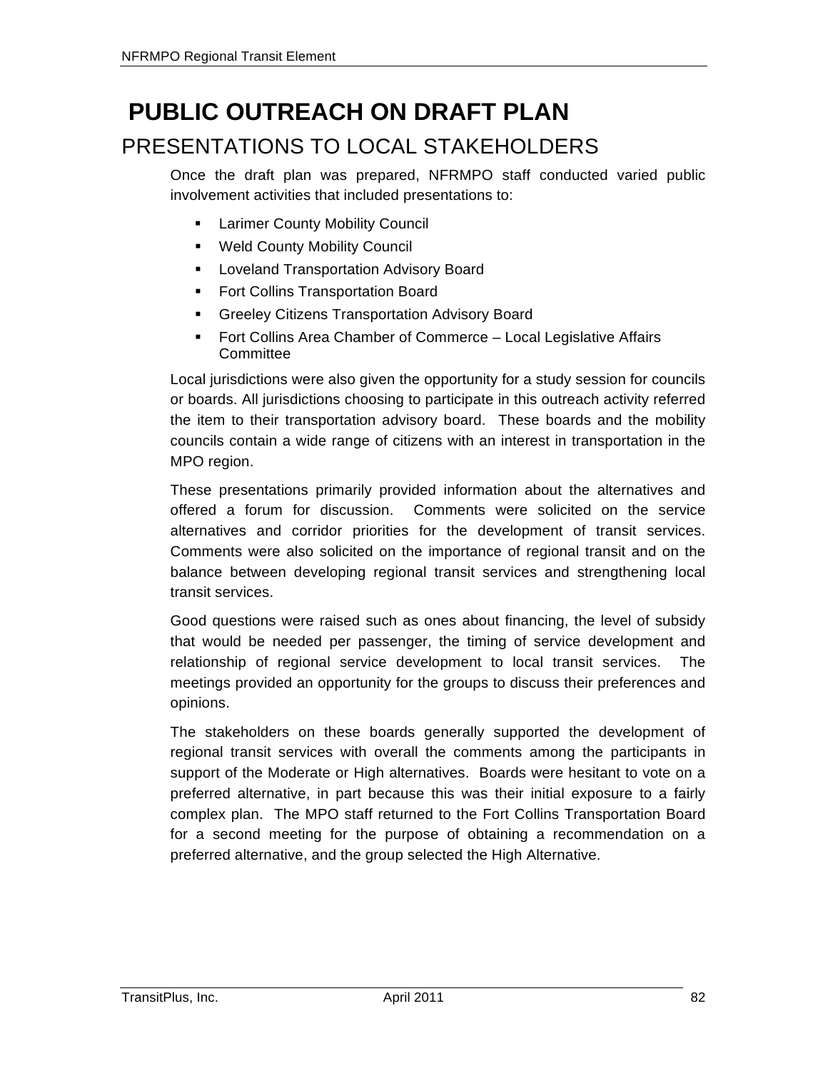# PUBLIC OUTREACH ON DRAFT PLAN

## PRESENTATIONS TO LOCAL STAKEHOLDERS

Once the draft plan was prepared, NFRMPO staff conducted varied public involvement activities that included presentations to:

- Larimer County Mobility Council
- Weld County Mobility Council
- Loveland Transportation Advisory Board
- Fort Collins Transportation Board
- Greeley Citizens Transportation Advisory Board
- Fort Collins Area Chamber of Commerce – Local Legislative Affairs Committee

Local jurisdictions were also given the opportunity for a study session for councils or boards. All jurisdictions choosing to participate in this outreach activity referred the item to their transportation advisory board. These boards and the mobility councils contain a wide range of citizens with an interest in transportation in the MPO region.

These presentations primarily provided information about the alternatives and offered a forum for discussion. Comments were solicited on the service alternatives and corridor priorities for the development of transit services. Comments were also solicited on the importance of regional transit and on the balance between developing regional transit services and strengthening local transit services.

Good questions were raised such as ones about financing, the level of subsidy that would be needed per passenger, the timing of service development and relationship of regional service development to local transit services. The meetings provided an opportunity for the groups to discuss their preferences and opinions.

The stakeholders on these boards generally supported the development of regional transit services with overall the comments among the participants in support of the Moderate or High alternatives. Boards were hesitant to vote on a preferred alternative, in part because this was their initial exposure to a fairly complex plan. The MPO staff returned to the Fort Collins Transportation Board for a second meeting for the purpose of obtaining a recommendation on a preferred alternative, and the group selected the High Alternative.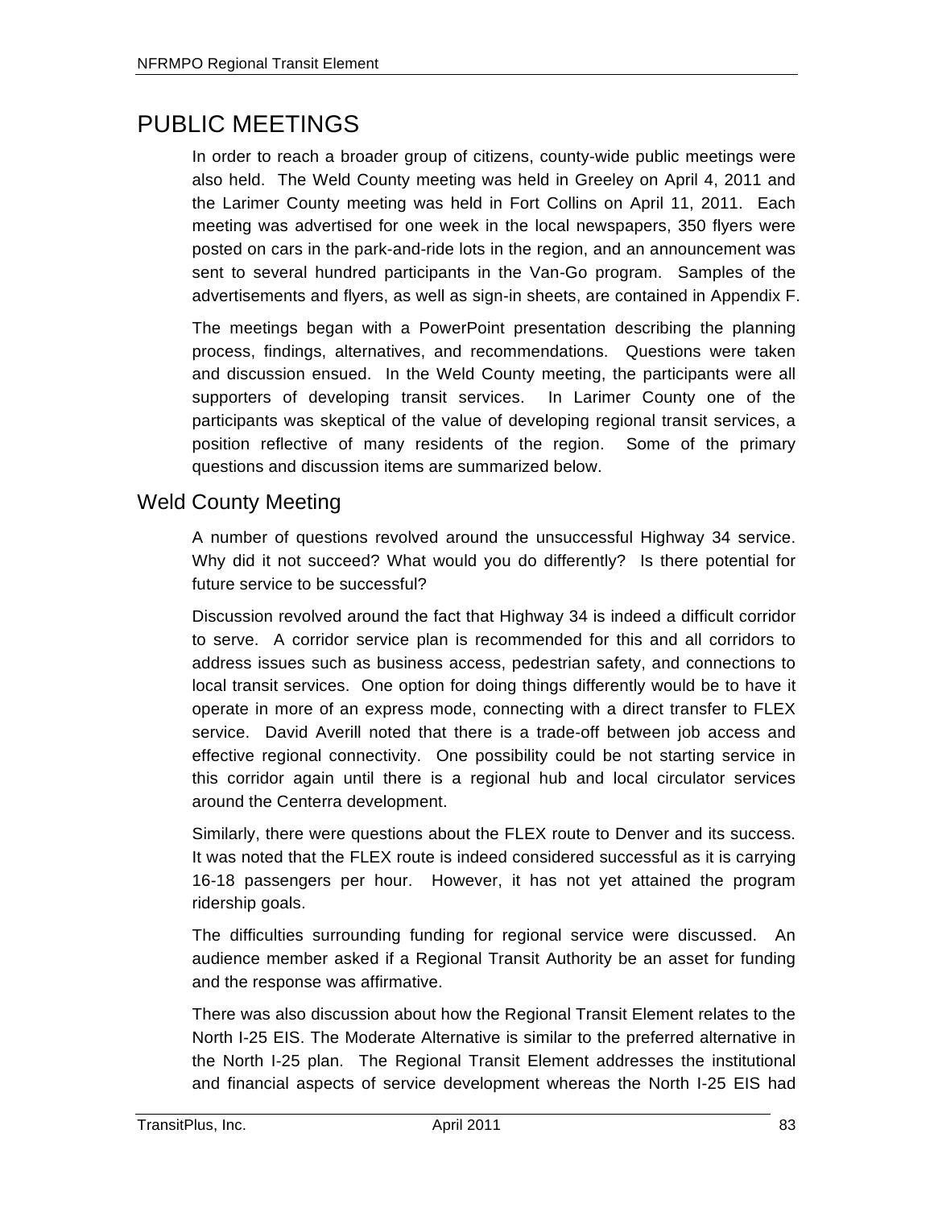# PUBLIC MEETINGS

In order to reach a broader group of citizens, county-wide public meetings were also held. The Weld County meeting was held in Greeley on April 4, 2011 and the Larimer County meeting was held in Fort Collins on April 11, 2011. Each meeting was advertised for one week in the local newspapers, 350 flyers were posted on cars in the park-and-ride lots in the region, and an announcement was sent to several hundred participants in the Van-Go program. Samples of the advertisements and flyers, as well as sign-in sheets, are contained in Appendix F.

The meetings began with a PowerPoint presentation describing the planning process, findings, alternatives, and recommendations. Questions were taken and discussion ensued. In the Weld County meeting, the participants were all supporters of developing transit services. In Larimer County one of the participants was skeptical of the value of developing regional transit services, a position reflective of many residents of the region. Some of the primary questions and discussion items are summarized below.

## Weld County Meeting

A number of questions revolved around the unsuccessful Highway 34 service. Why did it not succeed? What would you do differently? Is there potential for future service to be successful?

Discussion revolved around the fact that Highway 34 is indeed a difficult corridor to serve. A corridor service plan is recommended for this and all corridors to address issues such as business access, pedestrian safety, and connections to local transit services. One option for doing things differently would be to have it operate in more of an express mode, connecting with a direct transfer to FLEX service. David Averill noted that there is a trade-off between job access and effective regional connectivity. One possibility could be not starting service in this corridor again until there is a regional hub and local circulator services around the Centerra development.

Similarly, there were questions about the FLEX route to Denver and its success. It was noted that the FLEX route is indeed considered successful as it is carrying 16-18 passengers per hour. However, it has not yet attained the program ridership goals.

The difficulties surrounding funding for regional service were discussed. An audience member asked if a Regional Transit Authority be an asset for funding and the response was affirmative.

There was also discussion about how the Regional Transit Element relates to the North I-25 EIS. The Moderate Alternative is similar to the preferred alternative in the North I-25 plan. The Regional Transit Element addresses the institutional and financial aspects of service development whereas the North I-25 EIS had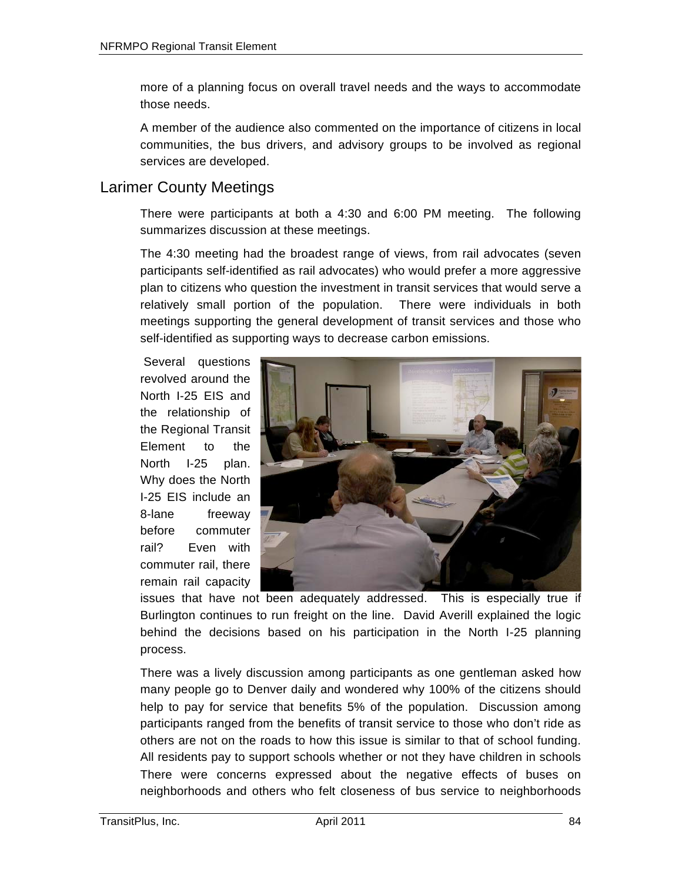more of a planning focus on overall travel needs and the ways to accommodate those needs.

A member of the audience also commented on the importance of citizens in local communities, the bus drivers, and advisory groups to be involved as regional services are developed.

## Larimer County Meetings

There were participants at both a 4:30 and 6:00 PM meeting. The following summarizes discussion at these meetings.

The 4:30 meeting had the broadest range of views, from rail advocates (seven participants self-identified as rail advocates) who would prefer a more aggressive plan to citizens who question the investment in transit services that would serve a relatively small portion of the population. There were individuals in both meetings supporting the general development of transit services and those who self-identified as supporting ways to decrease carbon emissions.

Several questions revolved around the North I-25 EIS and the relationship of the Regional Transit Element to the North I-25 plan. Why does the North I-25 EIS include an 8-lane freeway before commuter rail? Even with commuter rail, there remain rail capacity issues that have not been adequately addressed. This is especially true if Burlington continues to run freight on the line. David Averill explained the logic behind the decisions based on his participation in the North I-25 planning process.

There was a lively discussion among participants as one gentleman asked how many people go to Denver daily and wondered why 100% of the citizens should help to pay for service that benefits 5% of the population. Discussion among participants ranged from the benefits of transit service to those who don't ride as others are not on the roads to how this issue is similar to that of school funding. All residents pay to support schools whether or not they have children in schools There were concerns expressed about the negative effects of buses on neighborhoods and others who felt closeness of bus service to neighborhoods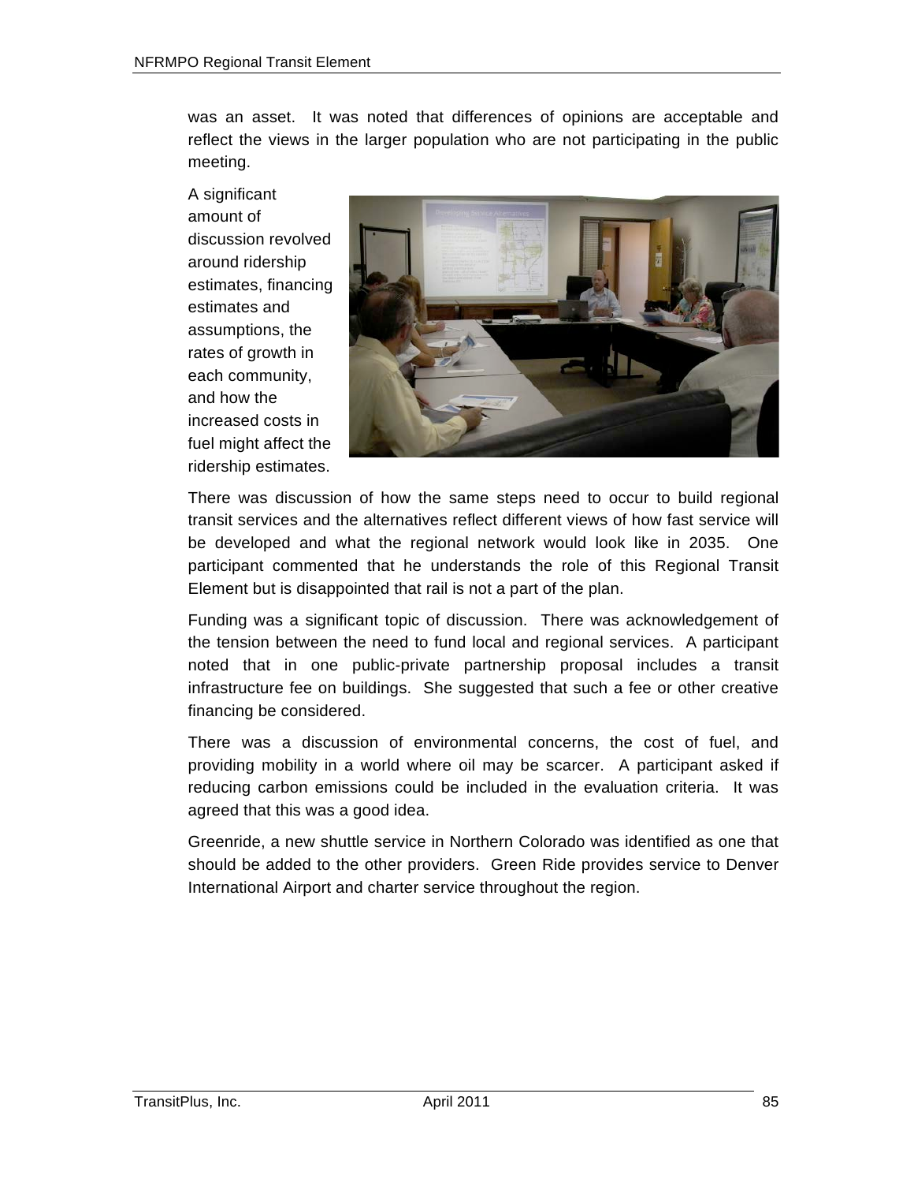was an asset. It was noted that differences of opinions are acceptable and reflect the views in the larger population who are not participating in the public meeting.

A significant amount of discussion revolved around ridership estimates, financing estimates and assumptions, the rates of growth in each community, and how the increased costs in fuel might affect the ridership estimates.

There was discussion of how the same steps need to occur to build regional transit services and the alternatives reflect different views of how fast service will be developed and what the regional network would look like in 2035. One participant commented that he understands the role of this Regional Transit Element but is disappointed that rail is not a part of the plan.

Funding was a significant topic of discussion. There was acknowledgement of the tension between the need to fund local and regional services. A participant noted that in one public-private partnership proposal includes a transit infrastructure fee on buildings. She suggested that such a fee or other creative financing be considered.

There was a discussion of environmental concerns, the cost of fuel, and providing mobility in a world where oil may be scarcer. A participant asked if reducing carbon emissions could be included in the evaluation criteria. It was agreed that this was a good idea.

Greenride, a new shuttle service in Northern Colorado was identified as one that should be added to the other providers. Green Ride provides service to Denver International Airport and charter service throughout the region.